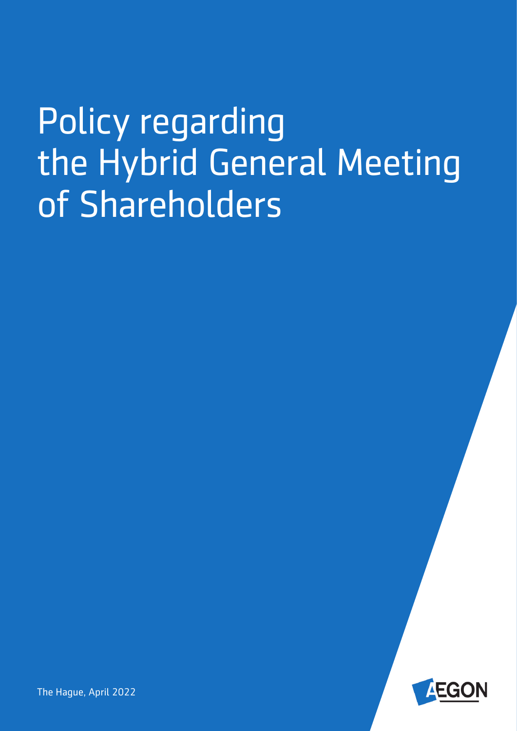# Policy regarding the Hybrid General Meeting of Shareholders

The Hague, April 2022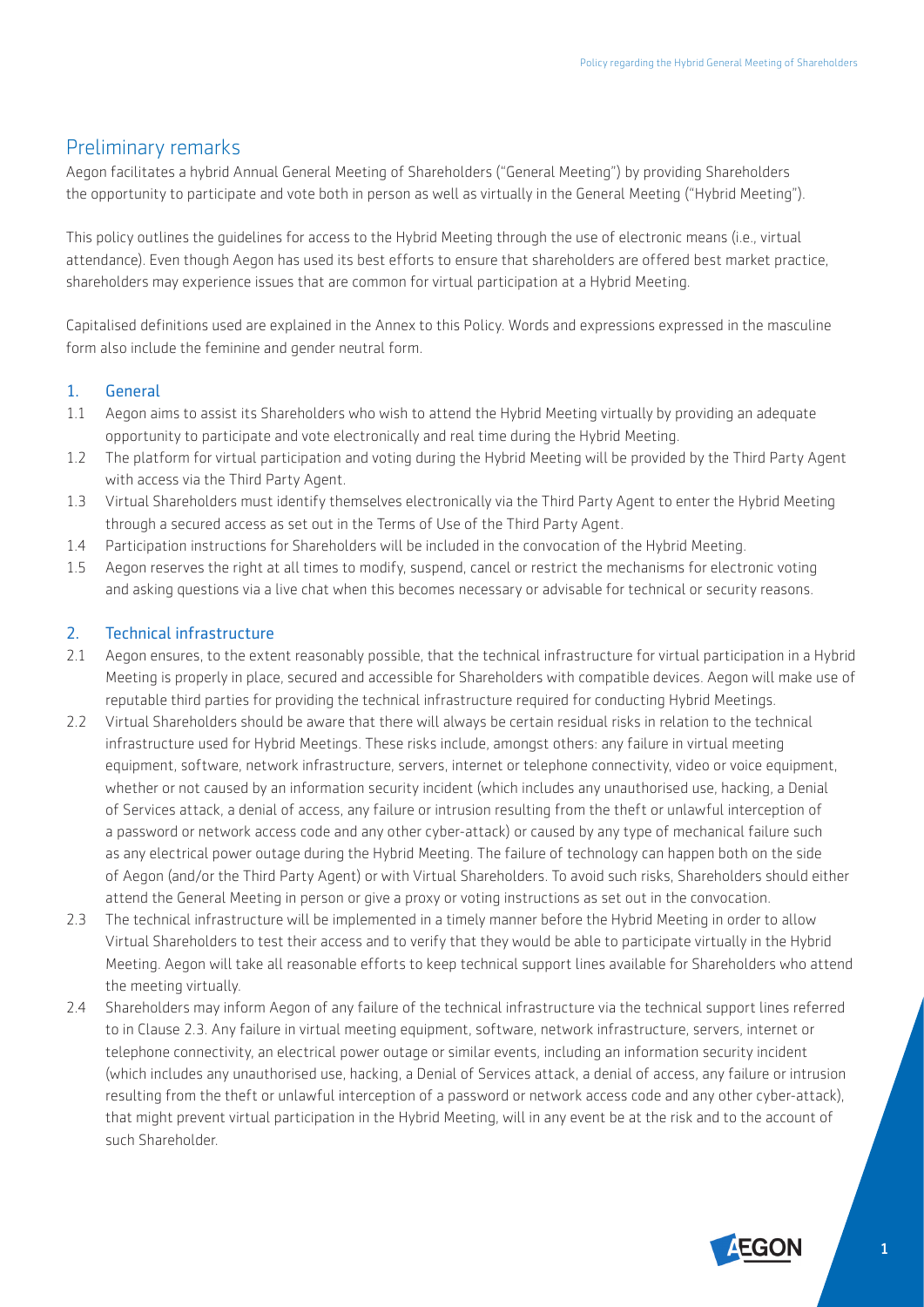## Preliminary remarks

Aegon facilitates a hybrid Annual General Meeting of Shareholders ("General Meeting") by providing Shareholders the opportunity to participate and vote both in person as well as virtually in the General Meeting ("Hybrid Meeting").

This policy outlines the guidelines for access to the Hybrid Meeting through the use of electronic means (i.e., virtual attendance). Even though Aegon has used its best efforts to ensure that shareholders are offered best market practice, shareholders may experience issues that are common for virtual participation at a Hybrid Meeting.

Capitalised definitions used are explained in the Annex to this Policy. Words and expressions expressed in the masculine form also include the feminine and gender neutral form.

### 1. General

1.1 Aegon aims to assist its Shareholders who wish to attend the Hybrid Meeting virtually by providing an adequate opportunity to participate and vote electronically and real time during the Hybrid Meeting.

1.2 The platform for virtual participation and voting during the Hybrid Meeting will be provided by the Third Party Agent with access via the Third Party Agent.

1.3 Virtual Shareholders must identify themselves electronically via the Third Party Agent to enter the Hybrid Meeting through a secured access as set out in the Terms of Use of the Third Party Agent.

1.4 Participation instructions for Shareholders will be included in the convocation of the Hybrid Meeting.

1.5 Aegon reserves the right at all times to modify, suspend, cancel or restrict the mechanisms for electronic voting and asking questions via a live chat when this becomes necessary or advisable for technical or security reasons.

### 2. Technical infrastructure

2.1 Aegon ensures, to the extent reasonably possible, that the technical infrastructure for virtual participation in a Hybrid Meeting is properly in place, secured and accessible for Shareholders with compatible devices. Aegon will make use of reputable third parties for providing the technical infrastructure required for conducting Hybrid Meetings.

2.2 Virtual Shareholders should be aware that there will always be certain residual risks in relation to the technical infrastructure used for Hybrid Meetings. These risks include, amongst others: any failure in virtual meeting equipment, software, network infrastructure, servers, internet or telephone connectivity, video or voice equipment, whether or not caused by an information security incident (which includes any unauthorised use, hacking, a Denial of Services attack, a denial of access, any failure or intrusion resulting from the theft or unlawful interception of a password or network access code and any other cyber-attack) or caused by any type of mechanical failure such as any electrical power outage during the Hybrid Meeting. The failure of technology can happen both on the side of Aegon (and/or the Third Party Agent) or with Virtual Shareholders. To avoid such risks, Shareholders should either attend the General Meeting in person or give a proxy or voting instructions as set out in the convocation.

2.3 The technical infrastructure will be implemented in a timely manner before the Hybrid Meeting in order to allow Virtual Shareholders to test their access and to verify that they would be able to participate virtually in the Hybrid Meeting. Aegon will take all reasonable efforts to keep technical support lines available for Shareholders who attend the meeting virtually.

2.4 Shareholders may inform Aegon of any failure of the technical infrastructure via the technical support lines referred to in Clause 2.3. Any failure in virtual meeting equipment, software, network infrastructure, servers, internet or telephone connectivity, an electrical power outage or similar events, including an information security incident (which includes any unauthorised use, hacking, a Denial of Services attack, a denial of access, any failure or intrusion resulting from the theft or unlawful interception of a password or network access code and any other cyber-attack), that might prevent virtual participation in the Hybrid Meeting, will in any event be at the risk and to the account of such Shareholder.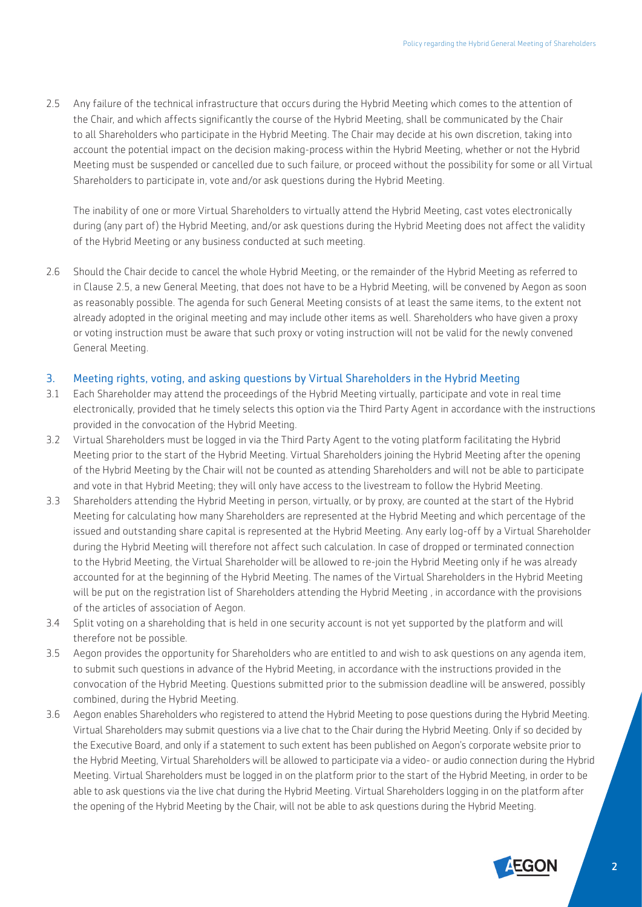2.5 Any failure of the technical infrastructure that occurs during the Hybrid Meeting which comes to the attention of the Chair, and which affects significantly the course of the Hybrid Meeting, shall be communicated by the Chair to all Shareholders who participate in the Hybrid Meeting. The Chair may decide at his own discretion, taking into account the potential impact on the decision making-process within the Hybrid Meeting, whether or not the Hybrid Meeting must be suspended or cancelled due to such failure, or proceed without the possibility for some or all Virtual Shareholders to participate in, vote and/or ask questions during the Hybrid Meeting.

The inability of one or more Virtual Shareholders to virtually attend the Hybrid Meeting, cast votes electronically during (any part of) the Hybrid Meeting, and/or ask questions during the Hybrid Meeting does not affect the validity of the Hybrid Meeting or any business conducted at such meeting.

2.6 Should the Chair decide to cancel the whole Hybrid Meeting, or the remainder of the Hybrid Meeting as referred to in Clause 2.5, a new General Meeting, that does not have to be a Hybrid Meeting, will be convened by Aegon as soon as reasonably possible. The agenda for such General Meeting consists of at least the same items, to the extent not already adopted in the original meeting and may include other items as well. Shareholders who have given a proxy or voting instruction must be aware that such proxy or voting instruction will not be valid for the newly convened General Meeting.

## 3. Meeting rights, voting, and asking questions by Virtual Shareholders in the Hybrid Meeting

3.1 Each Shareholder may attend the proceedings of the Hybrid Meeting virtually, participate and vote in real time electronically, provided that he timely selects this option via the Third Party Agent in accordance with the instructions provided in the convocation of the Hybrid Meeting.

3.2 Virtual Shareholders must be logged in via the Third Party Agent to the voting platform facilitating the Hybrid Meeting prior to the start of the Hybrid Meeting. Virtual Shareholders joining the Hybrid Meeting after the opening of the Hybrid Meeting by the Chair will not be counted as attending Shareholders and will not be able to participate and vote in that Hybrid Meeting; they will only have access to the livestream to follow the Hybrid Meeting.

3.3 Shareholders attending the Hybrid Meeting in person, virtually, or by proxy, are counted at the start of the Hybrid Meeting for calculating how many Shareholders are represented at the Hybrid Meeting and which percentage of the issued and outstanding share capital is represented at the Hybrid Meeting. Any early log-off by a Virtual Shareholder during the Hybrid Meeting will therefore not affect such calculation. In case of dropped or terminated connection to the Hybrid Meeting, the Virtual Shareholder will be allowed to re-join the Hybrid Meeting only if he was already accounted for at the beginning of the Hybrid Meeting. The names of the Virtual Shareholders in the Hybrid Meeting will be put on the registration list of Shareholders attending the Hybrid Meeting , in accordance with the provisions of the articles of association of Aegon.

3.4 Split voting on a shareholding that is held in one security account is not yet supported by the platform and will therefore not be possible.

3.5 Aegon provides the opportunity for Shareholders who are entitled to and wish to ask questions on any agenda item, to submit such questions in advance of the Hybrid Meeting, in accordance with the instructions provided in the convocation of the Hybrid Meeting. Questions submitted prior to the submission deadline will be answered, possibly combined, during the Hybrid Meeting.

3.6 Aegon enables Shareholders who registered to attend the Hybrid Meeting to pose questions during the Hybrid Meeting. Virtual Shareholders may submit questions via a live chat to the Chair during the Hybrid Meeting. Only if so decided by the Executive Board, and only if a statement to such extent has been published on Aegon's corporate website prior to the Hybrid Meeting, Virtual Shareholders will be allowed to participate via a video- or audio connection during the Hybrid Meeting. Virtual Shareholders must be logged in on the platform prior to the start of the Hybrid Meeting, in order to be able to ask questions via the live chat during the Hybrid Meeting. Virtual Shareholders logging in on the platform after the opening of the Hybrid Meeting by the Chair, will not be able to ask questions during the Hybrid Meeting.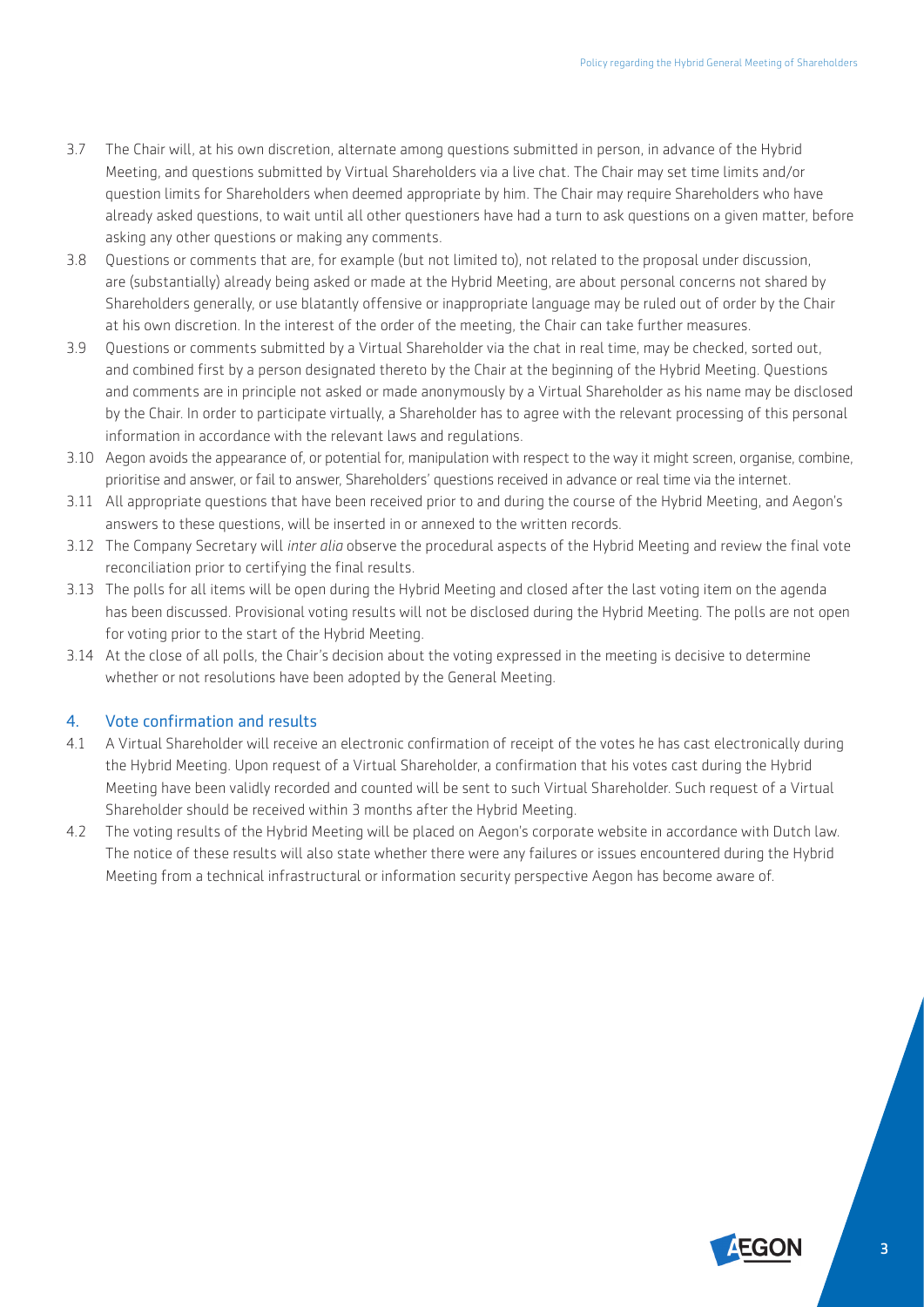3.7 The Chair will, at his own discretion, alternate among questions submitted in person, in advance of the Hybrid Meeting, and questions submitted by Virtual Shareholders via a live chat. The Chair may set time limits and/or question limits for Shareholders when deemed appropriate by him. The Chair may require Shareholders who have already asked questions, to wait until all other questioners have had a turn to ask questions on a given matter, before asking any other questions or making any comments.

3.8 Questions or comments that are, for example (but not limited to), not related to the proposal under discussion, are (substantially) already being asked or made at the Hybrid Meeting, are about personal concerns not shared by Shareholders generally, or use blatantly offensive or inappropriate language may be ruled out of order by the Chair at his own discretion. In the interest of the order of the meeting, the Chair can take further measures.

3.9 Questions or comments submitted by a Virtual Shareholder via the chat in real time, may be checked, sorted out, and combined first by a person designated thereto by the Chair at the beginning of the Hybrid Meeting. Questions and comments are in principle not asked or made anonymously by a Virtual Shareholder as his name may be disclosed by the Chair. In order to participate virtually, a Shareholder has to agree with the relevant processing of this personal information in accordance with the relevant laws and regulations.

3.10 Aegon avoids the appearance of, or potential for, manipulation with respect to the way it might screen, organise, combine, prioritise and answer, or fail to answer, Shareholders' questions received in advance or real time via the internet.

3.11 All appropriate questions that have been received prior to and during the course of the Hybrid Meeting, and Aegon's answers to these questions, will be inserted in or annexed to the written records.

3.12 The Company Secretary will *inter alia* observe the procedural aspects of the Hybrid Meeting and review the final vote reconciliation prior to certifying the final results.

3.13 The polls for all items will be open during the Hybrid Meeting and closed after the last voting item on the agenda has been discussed. Provisional voting results will not be disclosed during the Hybrid Meeting. The polls are not open for voting prior to the start of the Hybrid Meeting.

3.14 At the close of all polls, the Chair's decision about the voting expressed in the meeting is decisive to determine whether or not resolutions have been adopted by the General Meeting.

## 4. Vote confirmation and results

4.1 A Virtual Shareholder will receive an electronic confirmation of receipt of the votes he has cast electronically during the Hybrid Meeting. Upon request of a Virtual Shareholder, a confirmation that his votes cast during the Hybrid Meeting have been validly recorded and counted will be sent to such Virtual Shareholder. Such request of a Virtual Shareholder should be received within 3 months after the Hybrid Meeting.

4.2 The voting results of the Hybrid Meeting will be placed on Aegon's corporate website in accordance with Dutch law. The notice of these results will also state whether there were any failures or issues encountered during the Hybrid Meeting from a technical infrastructural or information security perspective Aegon has become aware of.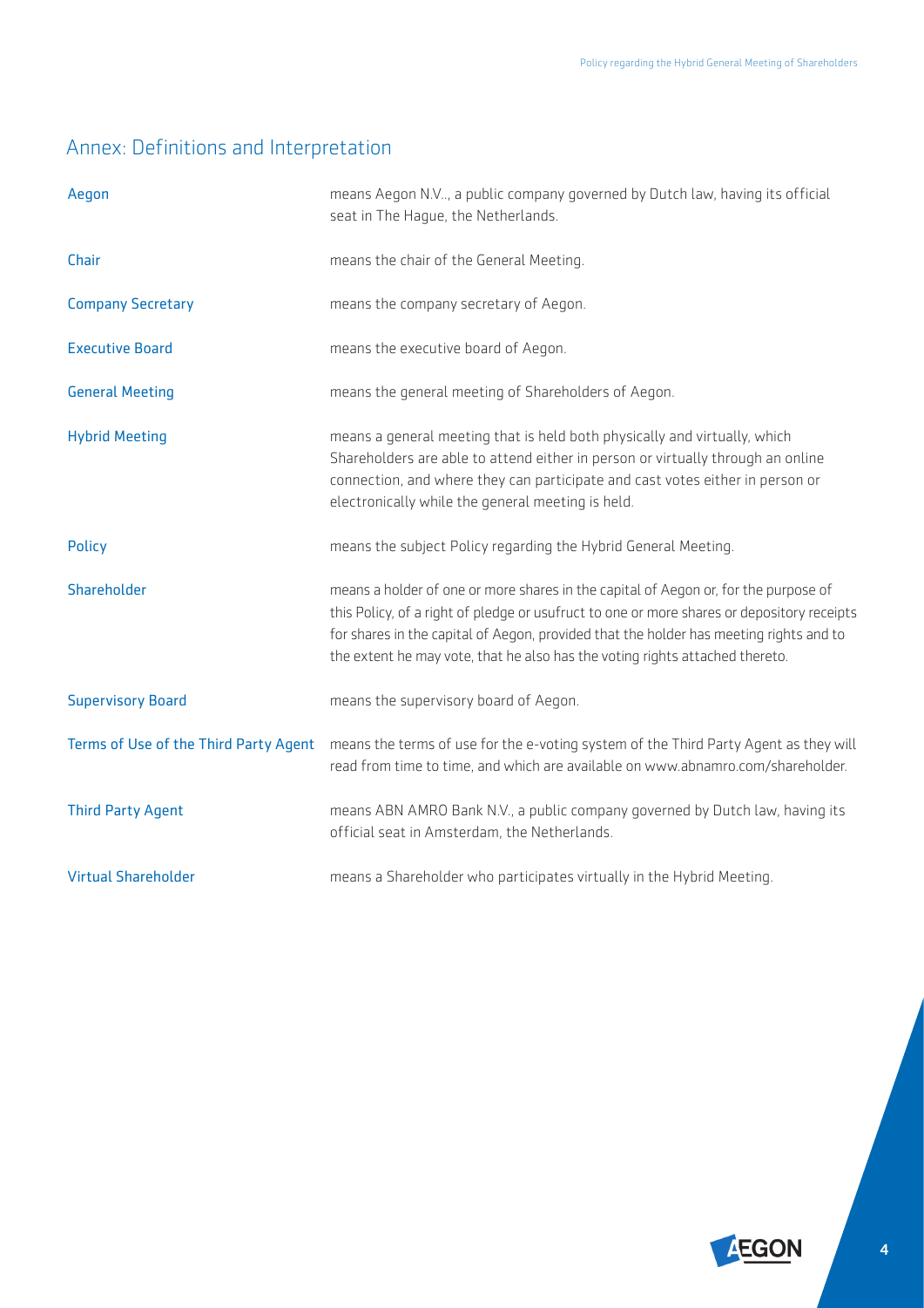## Annex: Definitions and Interpretation

| | |
|---|---|
| Aegon | means Aegon N.V.., a public company governed by Dutch law, having its official seat in The Hague, the Netherlands. |
| Chair | means the chair of the General Meeting. |
| Company Secretary | means the company secretary of Aegon. |
| Executive Board | means the executive board of Aegon. |
| General Meeting | means the general meeting of Shareholders of Aegon. |
| Hybrid Meeting | means a general meeting that is held both physically and virtually, which Shareholders are able to attend either in person or virtually through an online connection, and where they can participate and cast votes either in person or electronically while the general meeting is held. |
| Policy | means the subject Policy regarding the Hybrid General Meeting. |
| Shareholder | means a holder of one or more shares in the capital of Aegon or, for the purpose of this Policy, of a right of pledge or usufruct to one or more shares or depository receipts for shares in the capital of Aegon, provided that the holder has meeting rights and to the extent he may vote, that he also has the voting rights attached thereto. |
| Supervisory Board | means the supervisory board of Aegon. |
| Terms of Use of the Third Party Agent | means the terms of use for the e-voting system of the Third Party Agent as they will read from time to time, and which are available on www.abnamro.com/shareholder. |
| Third Party Agent | means ABN AMRO Bank N.V., a public company governed by Dutch law, having its official seat in Amsterdam, the Netherlands. |
| Virtual Shareholder | means a Shareholder who participates virtually in the Hybrid Meeting. |